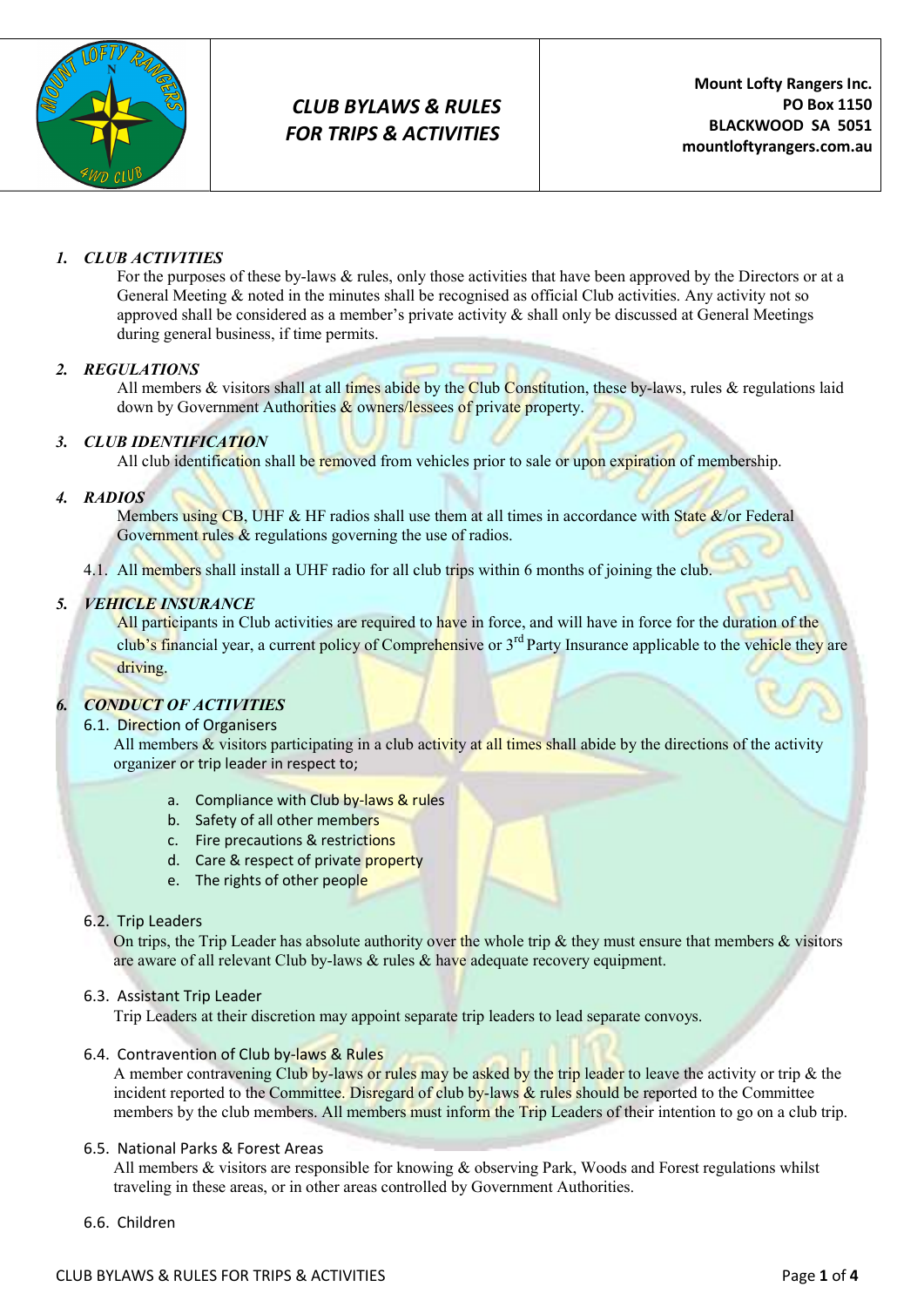**CLUB BYLAWS & RULES FOR TRIPS & ACTIVITIES**

**Mount Lofty Rangers Inc.**
**PO Box 1150**
**BLACKWOOD SA 5051**
**mountloftyrangers.com.au**

## 1. CLUB ACTIVITIES

For the purposes of these by-laws & rules, only those activities that have been approved by the Directors or at a General Meeting & noted in the minutes shall be recognised as official Club activities. Any activity not so approved shall be considered as a member's private activity & shall only be discussed at General Meetings during general business, if time permits.

## 2. REGULATIONS

All members & visitors shall at all times abide by the Club Constitution, these by-laws, rules & regulations laid down by Government Authorities & owners/lessees of private property.

## 3. CLUB IDENTIFICATION

All club identification shall be removed from vehicles prior to sale or upon expiration of membership.

## 4. RADIOS

Members using CB, UHF & HF radios shall use them at all times in accordance with State &/or Federal Government rules & regulations governing the use of radios.

4.1. All members shall install a UHF radio for all club trips within 6 months of joining the club.

## 5. VEHICLE INSURANCE

All participants in Club activities are required to have in force, and will have in force for the duration of the club's financial year, a current policy of Comprehensive or 3rd Party Insurance applicable to the vehicle they are driving.

## 6. CONDUCT OF ACTIVITIES

### 6.1. Direction of Organisers

All members & visitors participating in a club activity at all times shall abide by the directions of the activity organizer or trip leader in respect to;

a. Compliance with Club by-laws & rules
b. Safety of all other members
c. Fire precautions & restrictions
d. Care & respect of private property
e. The rights of other people

### 6.2. Trip Leaders

On trips, the Trip Leader has absolute authority over the whole trip & they must ensure that members & visitors are aware of all relevant Club by-laws & rules & have adequate recovery equipment.

### 6.3. Assistant Trip Leader

Trip Leaders at their discretion may appoint separate trip leaders to lead separate convoys.

### 6.4. Contravention of Club by-laws & Rules

A member contravening Club by-laws or rules may be asked by the trip leader to leave the activity or trip & the incident reported to the Committee. Disregard of club by-laws & rules should be reported to the Committee members by the club members. All members must inform the Trip Leaders of their intention to go on a club trip.

### 6.5. National Parks & Forest Areas

All members & visitors are responsible for knowing & observing Park, Woods and Forest regulations whilst traveling in these areas, or in other areas controlled by Government Authorities.

### 6.6. Children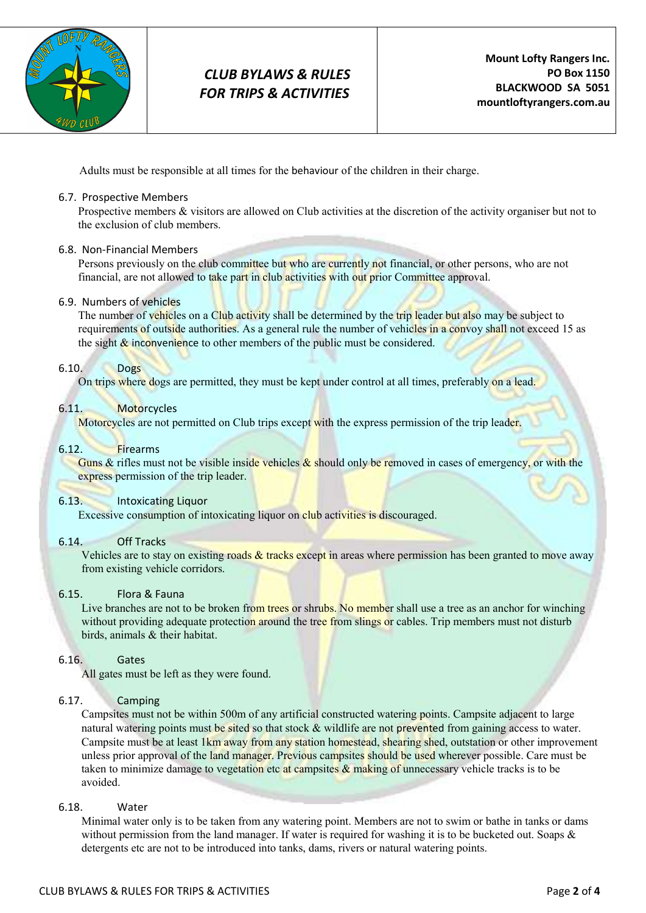Adults must be responsible at all times for the behaviour of the children in their charge.

### 6.7. Prospective Members

Prospective members & visitors are allowed on Club activities at the discretion of the activity organiser but not to the exclusion of club members.

### 6.8. Non-Financial Members

Persons previously on the club committee but who are currently not financial, or other persons, who are not financial, are not allowed to take part in club activities with out prior Committee approval.

### 6.9. Numbers of vehicles

The number of vehicles on a Club activity shall be determined by the trip leader but also may be subject to requirements of outside authorities. As a general rule the number of vehicles in a convoy shall not exceed 15 as the sight & inconvenience to other members of the public must be considered.

### 6.10. Dogs

On trips where dogs are permitted, they must be kept under control at all times, preferably on a lead.

### 6.11. Motorcycles

Motorcycles are not permitted on Club trips except with the express permission of the trip leader.

### 6.12. Firearms

Guns & rifles must not be visible inside vehicles & should only be removed in cases of emergency, or with the express permission of the trip leader.

### 6.13. Intoxicating Liquor

Excessive consumption of intoxicating liquor on club activities is discouraged.

### 6.14. Off Tracks

Vehicles are to stay on existing roads & tracks except in areas where permission has been granted to move away from existing vehicle corridors.

### 6.15. Flora & Fauna

Live branches are not to be broken from trees or shrubs. No member shall use a tree as an anchor for winching without providing adequate protection around the tree from slings or cables. Trip members must not disturb birds, animals & their habitat.

### 6.16. Gates

All gates must be left as they were found.

### 6.17. Camping

Campsites must not be within 500m of any artificial constructed watering points. Campsite adjacent to large natural watering points must be sited so that stock & wildlife are not prevented from gaining access to water. Campsite must be at least 1km away from any station homestead, shearing shed, outstation or other improvement unless prior approval of the land manager. Previous campsites should be used wherever possible. Care must be taken to minimize damage to vegetation etc at campsites & making of unnecessary vehicle tracks is to be avoided.

### 6.18. Water

Minimal water only is to be taken from any watering point. Members are not to swim or bathe in tanks or dams without permission from the land manager. If water is required for washing it is to be bucketed out. Soaps & detergents etc are not to be introduced into tanks, dams, rivers or natural watering points.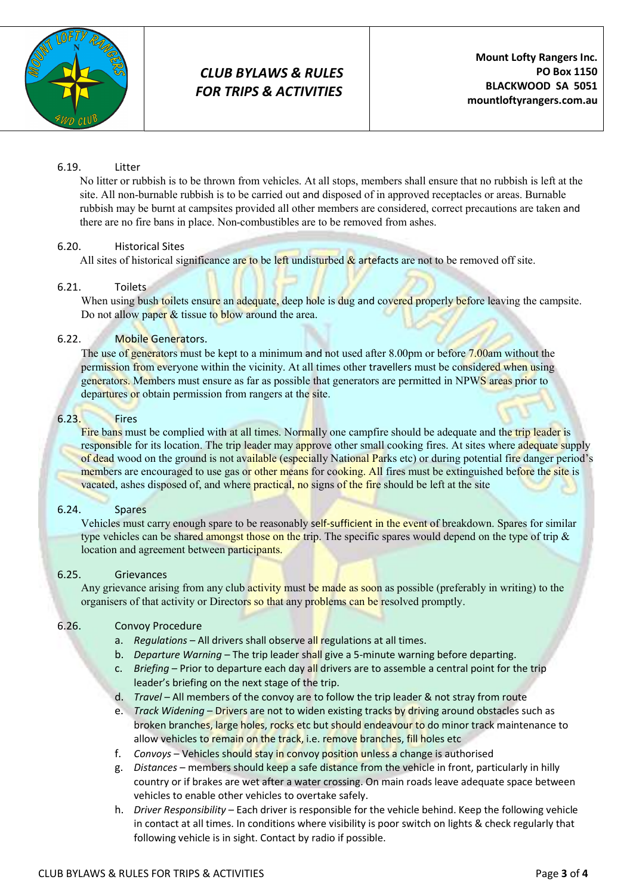### 6.19. Litter

No litter or rubbish is to be thrown from vehicles. At all stops, members shall ensure that no rubbish is left at the site. All non-burnable rubbish is to be carried out and disposed of in approved receptacles or areas. Burnable rubbish may be burnt at campsites provided all other members are considered, correct precautions are taken and there are no fire bans in place. Non-combustibles are to be removed from ashes.

### 6.20. Historical Sites

All sites of historical significance are to be left undisturbed & artefacts are not to be removed off site.

### 6.21. Toilets

When using bush toilets ensure an adequate, deep hole is dug and covered properly before leaving the campsite. Do not allow paper & tissue to blow around the area.

### 6.22. Mobile Generators.

The use of generators must be kept to a minimum and not used after 8.00pm or before 7.00am without the permission from everyone within the vicinity. At all times other travellers must be considered when using generators. Members must ensure as far as possible that generators are permitted in NPWS areas prior to departures or obtain permission from rangers at the site.

### 6.23. Fires

Fire bans must be complied with at all times. Normally one campfire should be adequate and the trip leader is responsible for its location. The trip leader may approve other small cooking fires. At sites where adequate supply of dead wood on the ground is not available (especially National Parks etc) or during potential fire danger period's members are encouraged to use gas or other means for cooking. All fires must be extinguished before the site is vacated, ashes disposed of, and where practical, no signs of the fire should be left at the site

### 6.24. Spares

Vehicles must carry enough spare to be reasonably self-sufficient in the event of breakdown. Spares for similar type vehicles can be shared amongst those on the trip. The specific spares would depend on the type of trip & location and agreement between participants.

### 6.25. Grievances

Any grievance arising from any club activity must be made as soon as possible (preferably in writing) to the organisers of that activity or Directors so that any problems can be resolved promptly.

### 6.26. Convoy Procedure

a. *Regulations* – All drivers shall observe all regulations at all times.
b. *Departure Warning* – The trip leader shall give a 5-minute warning before departing.
c. *Briefing* – Prior to departure each day all drivers are to assemble a central point for the trip leader's briefing on the next stage of the trip.
d. *Travel* – All members of the convoy are to follow the trip leader & not stray from route
e. *Track Widening* – Drivers are not to widen existing tracks by driving around obstacles such as broken branches, large holes, rocks etc but should endeavour to do minor track maintenance to allow vehicles to remain on the track, i.e. remove branches, fill holes etc
f. *Convoys* – Vehicles should stay in convoy position unless a change is authorised
g. *Distances* – members should keep a safe distance from the vehicle in front, particularly in hilly country or if brakes are wet after a water crossing. On main roads leave adequate space between vehicles to enable other vehicles to overtake safely.
h. *Driver Responsibility* – Each driver is responsible for the vehicle behind. Keep the following vehicle in contact at all times. In conditions where visibility is poor switch on lights & check regularly that following vehicle is in sight. Contact by radio if possible.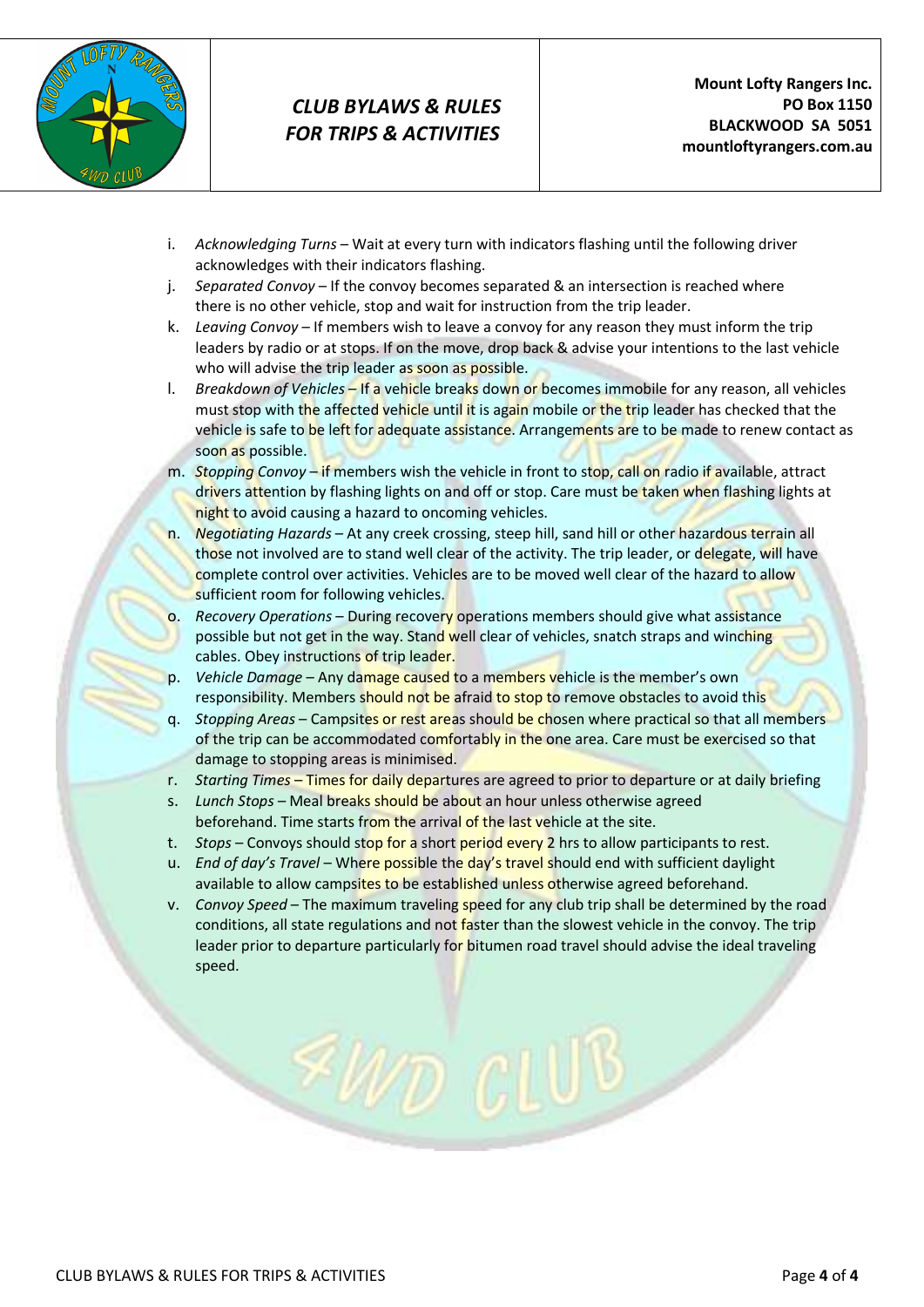i. *Acknowledging Turns* – Wait at every turn with indicators flashing until the following driver acknowledges with their indicators flashing.

j. *Separated Convoy* – If the convoy becomes separated & an intersection is reached where there is no other vehicle, stop and wait for instruction from the trip leader.

k. *Leaving Convoy* – If members wish to leave a convoy for any reason they must inform the trip leaders by radio or at stops. If on the move, drop back & advise your intentions to the last vehicle who will advise the trip leader as soon as possible.

l. *Breakdown of Vehicles* – If a vehicle breaks down or becomes immobile for any reason, all vehicles must stop with the affected vehicle until it is again mobile or the trip leader has checked that the vehicle is safe to be left for adequate assistance. Arrangements are to be made to renew contact as soon as possible.

m. *Stopping Convoy* – if members wish the vehicle in front to stop, call on radio if available, attract drivers attention by flashing lights on and off or stop. Care must be taken when flashing lights at night to avoid causing a hazard to oncoming vehicles.

n. *Negotiating Hazards* – At any creek crossing, steep hill, sand hill or other hazardous terrain all those not involved are to stand well clear of the activity. The trip leader, or delegate, will have complete control over activities. Vehicles are to be moved well clear of the hazard to allow sufficient room for following vehicles.

o. *Recovery Operations* – During recovery operations members should give what assistance possible but not get in the way. Stand well clear of vehicles, snatch straps and winching cables. Obey instructions of trip leader.

p. *Vehicle Damage* – Any damage caused to a members vehicle is the member's own responsibility. Members should not be afraid to stop to remove obstacles to avoid this

q. *Stopping Areas* – Campsites or rest areas should be chosen where practical so that all members of the trip can be accommodated comfortably in the one area. Care must be exercised so that damage to stopping areas is minimised.

r. *Starting Times* – Times for daily departures are agreed to prior to departure or at daily briefing

s. *Lunch Stops* – Meal breaks should be about an hour unless otherwise agreed beforehand. Time starts from the arrival of the last vehicle at the site.

t. *Stops* – Convoys should stop for a short period every 2 hrs to allow participants to rest.

u. *End of day's Travel* – Where possible the day's travel should end with sufficient daylight available to allow campsites to be established unless otherwise agreed beforehand.

v. *Convoy Speed* – The maximum traveling speed for any club trip shall be determined by the road conditions, all state regulations and not faster than the slowest vehicle in the convoy. The trip leader prior to departure particularly for bitumen road travel should advise the ideal traveling speed.